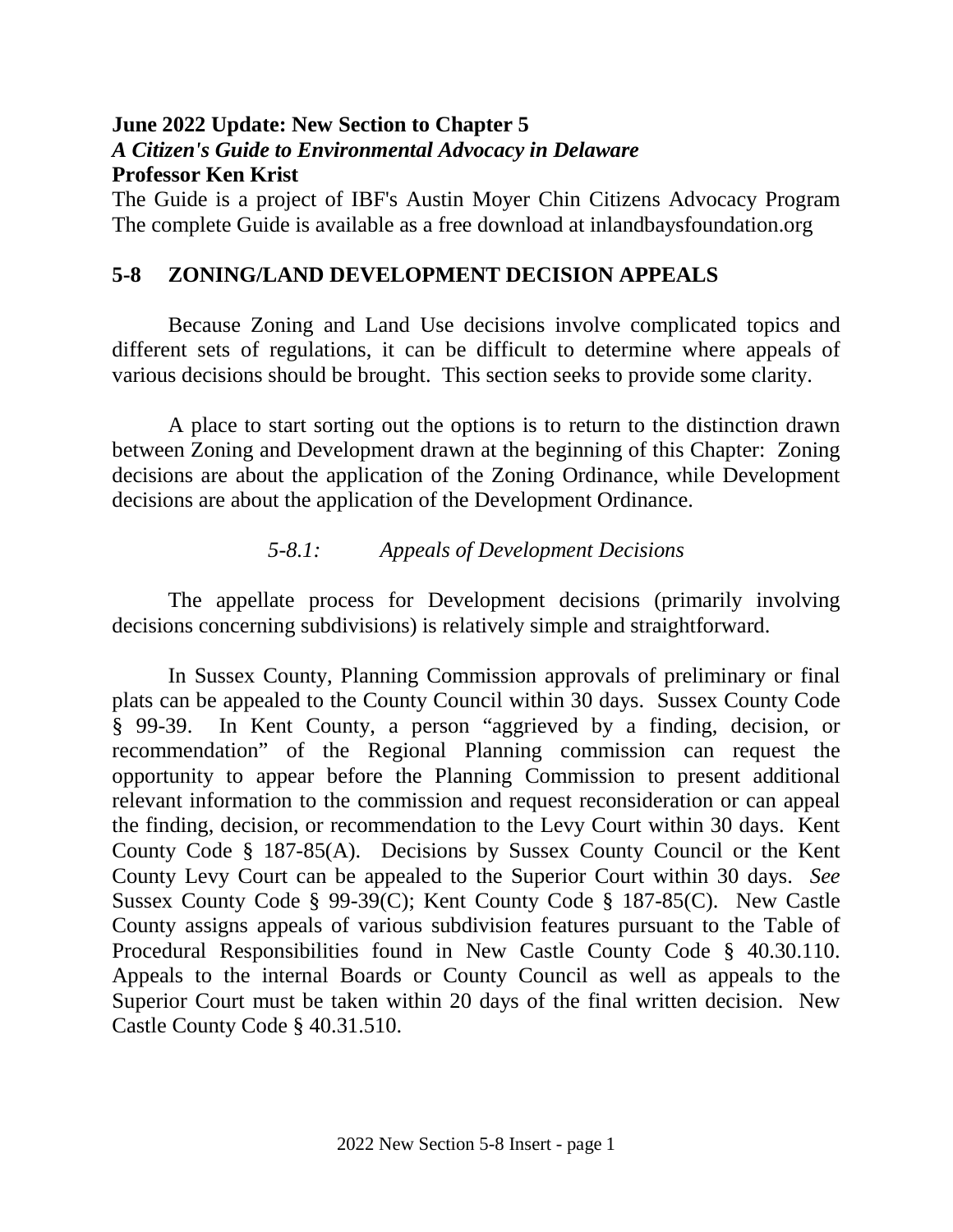**June 2022 Update: New Section to Chapter 5**
***A Citizen's Guide to Environmental Advocacy in Delaware***
**Professor Ken Krist**

The Guide is a project of IBF's Austin Moyer Chin Citizens Advocacy Program
The complete Guide is available as a free download at inlandbaysfoundation.org

## 5-8 ZONING/LAND DEVELOPMENT DECISION APPEALS

Because Zoning and Land Use decisions involve complicated topics and different sets of regulations, it can be difficult to determine where appeals of various decisions should be brought. This section seeks to provide some clarity.

A place to start sorting out the options is to return to the distinction drawn between Zoning and Development drawn at the beginning of this Chapter: Zoning decisions are about the application of the Zoning Ordinance, while Development decisions are about the application of the Development Ordinance.

### *5-8.1: Appeals of Development Decisions*

The appellate process for Development decisions (primarily involving decisions concerning subdivisions) is relatively simple and straightforward.

In Sussex County, Planning Commission approvals of preliminary or final plats can be appealed to the County Council within 30 days. Sussex County Code § 99-39. In Kent County, a person "aggrieved by a finding, decision, or recommendation" of the Regional Planning commission can request the opportunity to appear before the Planning Commission to present additional relevant information to the commission and request reconsideration or can appeal the finding, decision, or recommendation to the Levy Court within 30 days. Kent County Code § 187-85(A). Decisions by Sussex County Council or the Kent County Levy Court can be appealed to the Superior Court within 30 days. *See* Sussex County Code § 99-39(C); Kent County Code § 187-85(C). New Castle County assigns appeals of various subdivision features pursuant to the Table of Procedural Responsibilities found in New Castle County Code § 40.30.110. Appeals to the internal Boards or County Council as well as appeals to the Superior Court must be taken within 20 days of the final written decision. New Castle County Code § 40.31.510.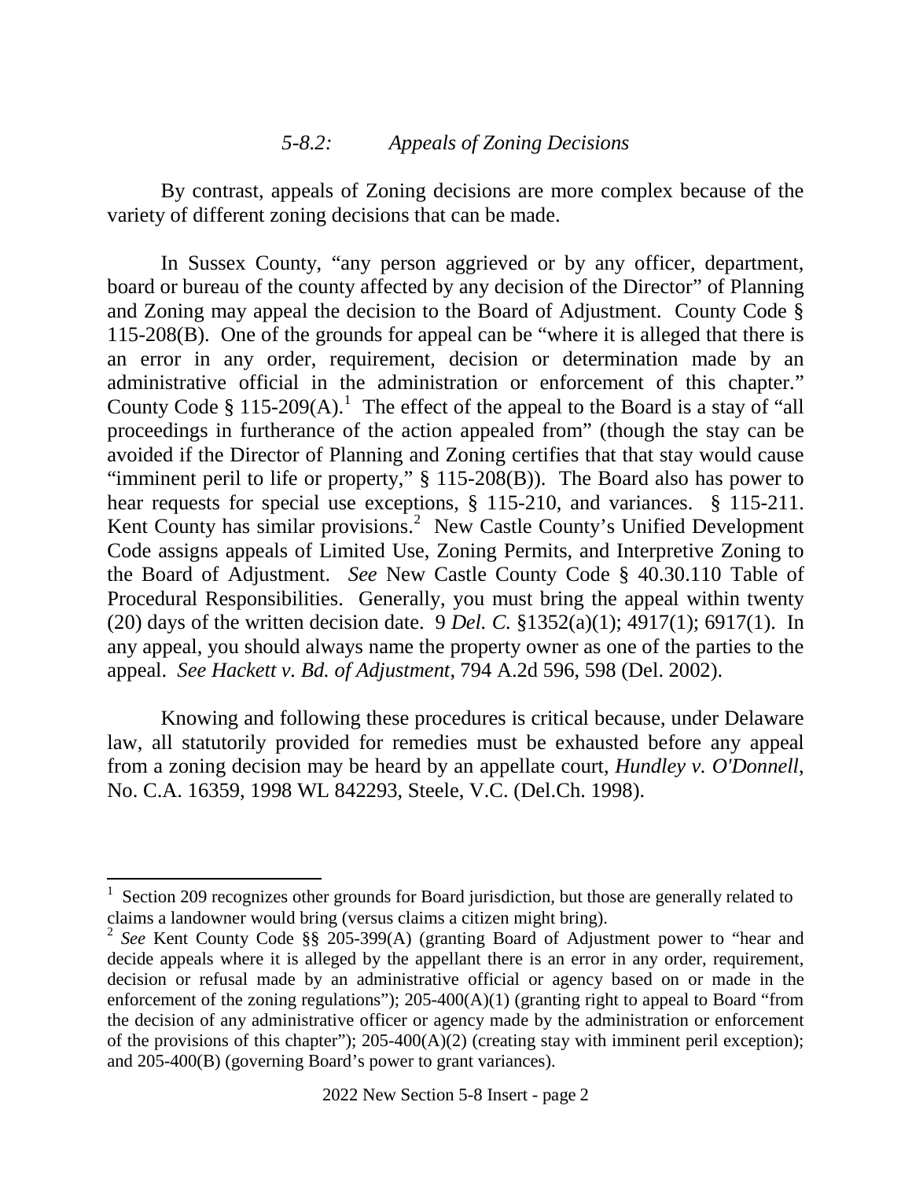### *5-8.2: Appeals of Zoning Decisions*

By contrast, appeals of Zoning decisions are more complex because of the variety of different zoning decisions that can be made.

In Sussex County, "any person aggrieved or by any officer, department, board or bureau of the county affected by any decision of the Director" of Planning and Zoning may appeal the decision to the Board of Adjustment. County Code § 115-208(B). One of the grounds for appeal can be "where it is alleged that there is an error in any order, requirement, decision or determination made by an administrative official in the administration or enforcement of this chapter." County Code § 115-209(A).[1] The effect of the appeal to the Board is a stay of "all proceedings in furtherance of the action appealed from" (though the stay can be avoided if the Director of Planning and Zoning certifies that that stay would cause "imminent peril to life or property," § 115-208(B)). The Board also has power to hear requests for special use exceptions, § 115-210, and variances. § 115-211. Kent County has similar provisions.[2] New Castle County's Unified Development Code assigns appeals of Limited Use, Zoning Permits, and Interpretive Zoning to the Board of Adjustment. *See* New Castle County Code § 40.30.110 Table of Procedural Responsibilities. Generally, you must bring the appeal within twenty (20) days of the written decision date. 9 *Del. C.* §1352(a)(1); 4917(1); 6917(1). In any appeal, you should always name the property owner as one of the parties to the appeal. *See Hackett v. Bd. of Adjustment*, 794 A.2d 596, 598 (Del. 2002).

Knowing and following these procedures is critical because, under Delaware law, all statutorily provided for remedies must be exhausted before any appeal from a zoning decision may be heard by an appellate court, *Hundley v. O'Donnell*, No. C.A. 16359, 1998 WL 842293, Steele, V.C. (Del.Ch. 1998).

---

[1] Section 209 recognizes other grounds for Board jurisdiction, but those are generally related to claims a landowner would bring (versus claims a citizen might bring).

[2] *See* Kent County Code §§ 205-399(A) (granting Board of Adjustment power to "hear and decide appeals where it is alleged by the appellant there is an error in any order, requirement, decision or refusal made by an administrative official or agency based on or made in the enforcement of the zoning regulations"); 205-400(A)(1) (granting right to appeal to Board "from the decision of any administrative officer or agency made by the administration or enforcement of the provisions of this chapter"); 205-400(A)(2) (creating stay with imminent peril exception); and 205-400(B) (governing Board's power to grant variances).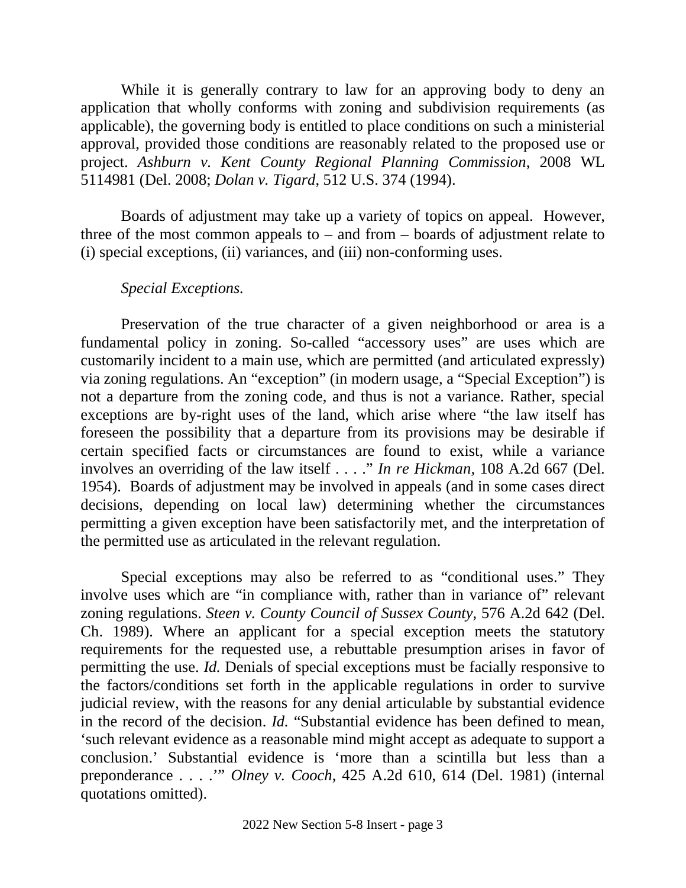While it is generally contrary to law for an approving body to deny an application that wholly conforms with zoning and subdivision requirements (as applicable), the governing body is entitled to place conditions on such a ministerial approval, provided those conditions are reasonably related to the proposed use or project. *Ashburn v. Kent County Regional Planning Commission*, 2008 WL 5114981 (Del. 2008; *Dolan v. Tigard*, 512 U.S. 374 (1994).

Boards of adjustment may take up a variety of topics on appeal. However, three of the most common appeals to – and from – boards of adjustment relate to (i) special exceptions, (ii) variances, and (iii) non-conforming uses.

*Special Exceptions.*

Preservation of the true character of a given neighborhood or area is a fundamental policy in zoning. So-called "accessory uses" are uses which are customarily incident to a main use, which are permitted (and articulated expressly) via zoning regulations. An "exception" (in modern usage, a "Special Exception") is not a departure from the zoning code, and thus is not a variance. Rather, special exceptions are by-right uses of the land, which arise where "the law itself has foreseen the possibility that a departure from its provisions may be desirable if certain specified facts or circumstances are found to exist, while a variance involves an overriding of the law itself . . . ." *In re Hickman*, 108 A.2d 667 (Del. 1954). Boards of adjustment may be involved in appeals (and in some cases direct decisions, depending on local law) determining whether the circumstances permitting a given exception have been satisfactorily met, and the interpretation of the permitted use as articulated in the relevant regulation.

Special exceptions may also be referred to as "conditional uses." They involve uses which are "in compliance with, rather than in variance of" relevant zoning regulations. *Steen v. County Council of Sussex County,* 576 A.2d 642 (Del. Ch. 1989). Where an applicant for a special exception meets the statutory requirements for the requested use, a rebuttable presumption arises in favor of permitting the use. *Id.* Denials of special exceptions must be facially responsive to the factors/conditions set forth in the applicable regulations in order to survive judicial review, with the reasons for any denial articulable by substantial evidence in the record of the decision. *Id.* "Substantial evidence has been defined to mean, 'such relevant evidence as a reasonable mind might accept as adequate to support a conclusion.' Substantial evidence is 'more than a scintilla but less than a preponderance . . . .'" *Olney v. Cooch*, 425 A.2d 610, 614 (Del. 1981) (internal quotations omitted).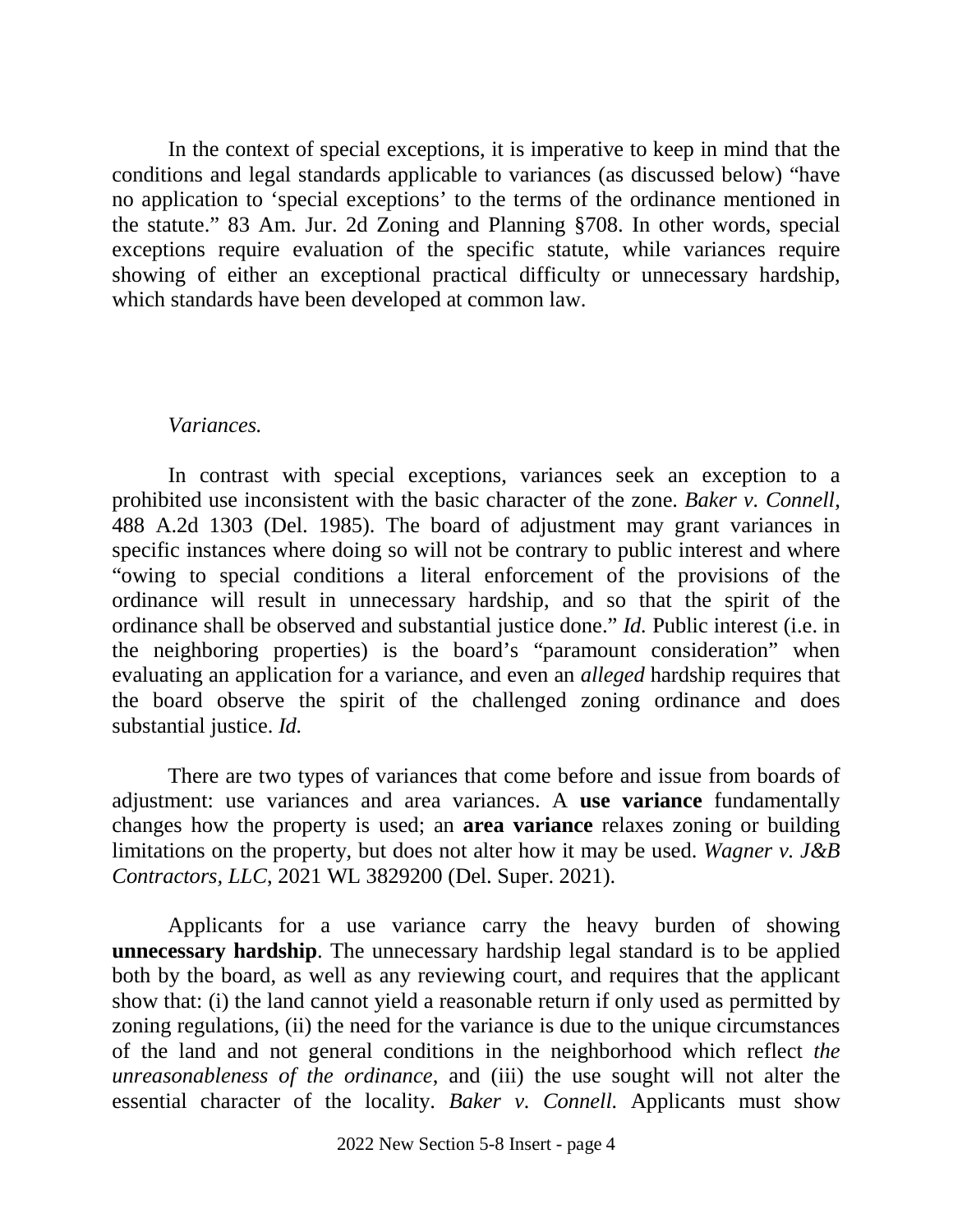In the context of special exceptions, it is imperative to keep in mind that the conditions and legal standards applicable to variances (as discussed below) "have no application to 'special exceptions' to the terms of the ordinance mentioned in the statute." 83 Am. Jur. 2d Zoning and Planning §708. In other words, special exceptions require evaluation of the specific statute, while variances require showing of either an exceptional practical difficulty or unnecessary hardship, which standards have been developed at common law.

*Variances.*

In contrast with special exceptions, variances seek an exception to a prohibited use inconsistent with the basic character of the zone. *Baker v. Connell*, 488 A.2d 1303 (Del. 1985). The board of adjustment may grant variances in specific instances where doing so will not be contrary to public interest and where "owing to special conditions a literal enforcement of the provisions of the ordinance will result in unnecessary hardship, and so that the spirit of the ordinance shall be observed and substantial justice done." *Id.* Public interest (i.e. in the neighboring properties) is the board's "paramount consideration" when evaluating an application for a variance, and even an *alleged* hardship requires that the board observe the spirit of the challenged zoning ordinance and does substantial justice. *Id.*

There are two types of variances that come before and issue from boards of adjustment: use variances and area variances. A **use variance** fundamentally changes how the property is used; an **area variance** relaxes zoning or building limitations on the property, but does not alter how it may be used. *Wagner v. J&B Contractors, LLC*, 2021 WL 3829200 (Del. Super. 2021).

Applicants for a use variance carry the heavy burden of showing **unnecessary hardship**. The unnecessary hardship legal standard is to be applied both by the board, as well as any reviewing court, and requires that the applicant show that: (i) the land cannot yield a reasonable return if only used as permitted by zoning regulations, (ii) the need for the variance is due to the unique circumstances of the land and not general conditions in the neighborhood which reflect *the unreasonableness of the ordinance*, and (iii) the use sought will not alter the essential character of the locality. *Baker v. Connell.* Applicants must show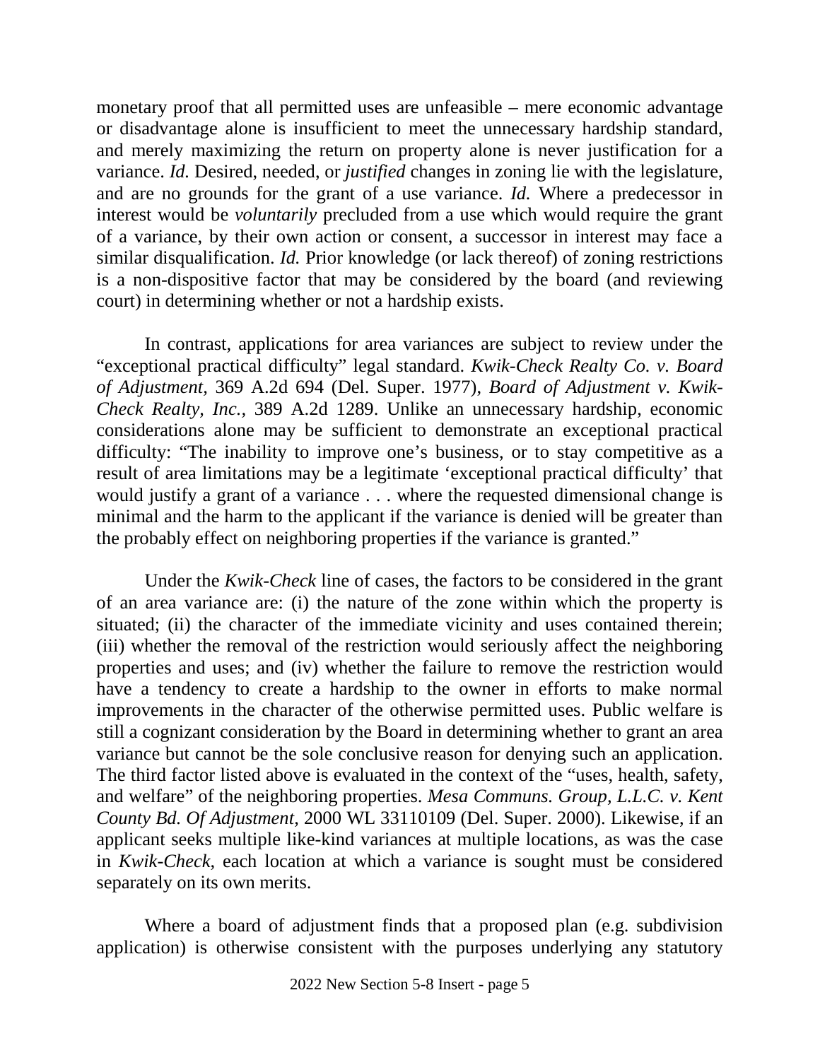monetary proof that all permitted uses are unfeasible – mere economic advantage or disadvantage alone is insufficient to meet the unnecessary hardship standard, and merely maximizing the return on property alone is never justification for a variance. *Id.* Desired, needed, or *justified* changes in zoning lie with the legislature, and are no grounds for the grant of a use variance. *Id.* Where a predecessor in interest would be *voluntarily* precluded from a use which would require the grant of a variance, by their own action or consent, a successor in interest may face a similar disqualification. *Id.* Prior knowledge (or lack thereof) of zoning restrictions is a non-dispositive factor that may be considered by the board (and reviewing court) in determining whether or not a hardship exists.

In contrast, applications for area variances are subject to review under the "exceptional practical difficulty" legal standard. *Kwik-Check Realty Co. v. Board of Adjustment,* 369 A.2d 694 (Del. Super. 1977), *Board of Adjustment v. Kwik-Check Realty, Inc.,* 389 A.2d 1289. Unlike an unnecessary hardship, economic considerations alone may be sufficient to demonstrate an exceptional practical difficulty: "The inability to improve one's business, or to stay competitive as a result of area limitations may be a legitimate 'exceptional practical difficulty' that would justify a grant of a variance . . . where the requested dimensional change is minimal and the harm to the applicant if the variance is denied will be greater than the probably effect on neighboring properties if the variance is granted."

Under the *Kwik-Check* line of cases, the factors to be considered in the grant of an area variance are: (i) the nature of the zone within which the property is situated; (ii) the character of the immediate vicinity and uses contained therein; (iii) whether the removal of the restriction would seriously affect the neighboring properties and uses; and (iv) whether the failure to remove the restriction would have a tendency to create a hardship to the owner in efforts to make normal improvements in the character of the otherwise permitted uses. Public welfare is still a cognizant consideration by the Board in determining whether to grant an area variance but cannot be the sole conclusive reason for denying such an application. The third factor listed above is evaluated in the context of the "uses, health, safety, and welfare" of the neighboring properties. *Mesa Communs. Group, L.L.C. v. Kent County Bd. Of Adjustment*, 2000 WL 33110109 (Del. Super. 2000). Likewise, if an applicant seeks multiple like-kind variances at multiple locations, as was the case in *Kwik-Check*, each location at which a variance is sought must be considered separately on its own merits.

Where a board of adjustment finds that a proposed plan (e.g. subdivision application) is otherwise consistent with the purposes underlying any statutory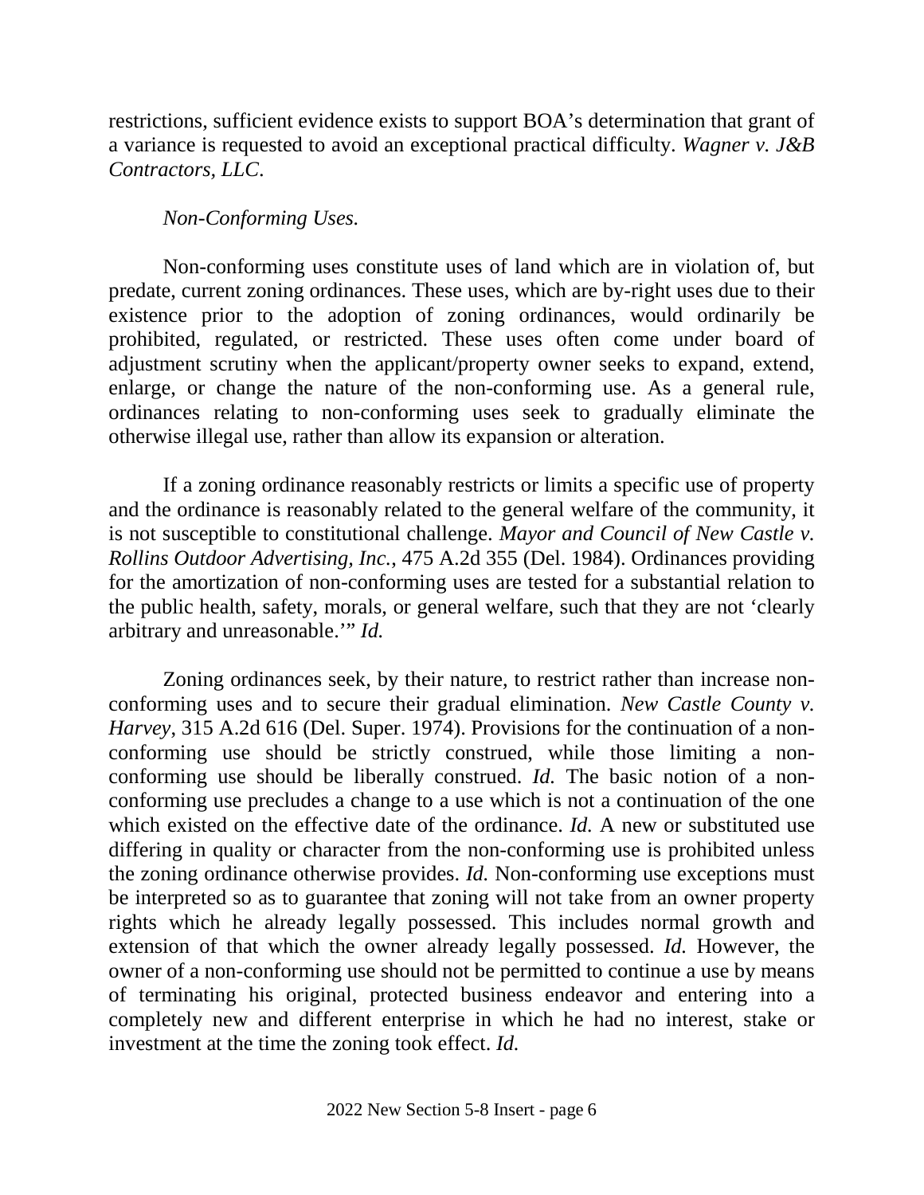restrictions, sufficient evidence exists to support BOA's determination that grant of a variance is requested to avoid an exceptional practical difficulty. *Wagner v. J&B Contractors, LLC*.

*Non-Conforming Uses.*

Non-conforming uses constitute uses of land which are in violation of, but predate, current zoning ordinances. These uses, which are by-right uses due to their existence prior to the adoption of zoning ordinances, would ordinarily be prohibited, regulated, or restricted. These uses often come under board of adjustment scrutiny when the applicant/property owner seeks to expand, extend, enlarge, or change the nature of the non-conforming use. As a general rule, ordinances relating to non-conforming uses seek to gradually eliminate the otherwise illegal use, rather than allow its expansion or alteration.

If a zoning ordinance reasonably restricts or limits a specific use of property and the ordinance is reasonably related to the general welfare of the community, it is not susceptible to constitutional challenge. *Mayor and Council of New Castle v. Rollins Outdoor Advertising, Inc.*, 475 A.2d 355 (Del. 1984). Ordinances providing for the amortization of non-conforming uses are tested for a substantial relation to the public health, safety, morals, or general welfare, such that they are not 'clearly arbitrary and unreasonable.'" *Id.*

Zoning ordinances seek, by their nature, to restrict rather than increase non-conforming uses and to secure their gradual elimination. *New Castle County v. Harvey*, 315 A.2d 616 (Del. Super. 1974). Provisions for the continuation of a non-conforming use should be strictly construed, while those limiting a non-conforming use should be liberally construed. *Id.* The basic notion of a non-conforming use precludes a change to a use which is not a continuation of the one which existed on the effective date of the ordinance. *Id.* A new or substituted use differing in quality or character from the non-conforming use is prohibited unless the zoning ordinance otherwise provides. *Id.* Non-conforming use exceptions must be interpreted so as to guarantee that zoning will not take from an owner property rights which he already legally possessed. This includes normal growth and extension of that which the owner already legally possessed. *Id.* However, the owner of a non-conforming use should not be permitted to continue a use by means of terminating his original, protected business endeavor and entering into a completely new and different enterprise in which he had no interest, stake or investment at the time the zoning took effect. *Id.*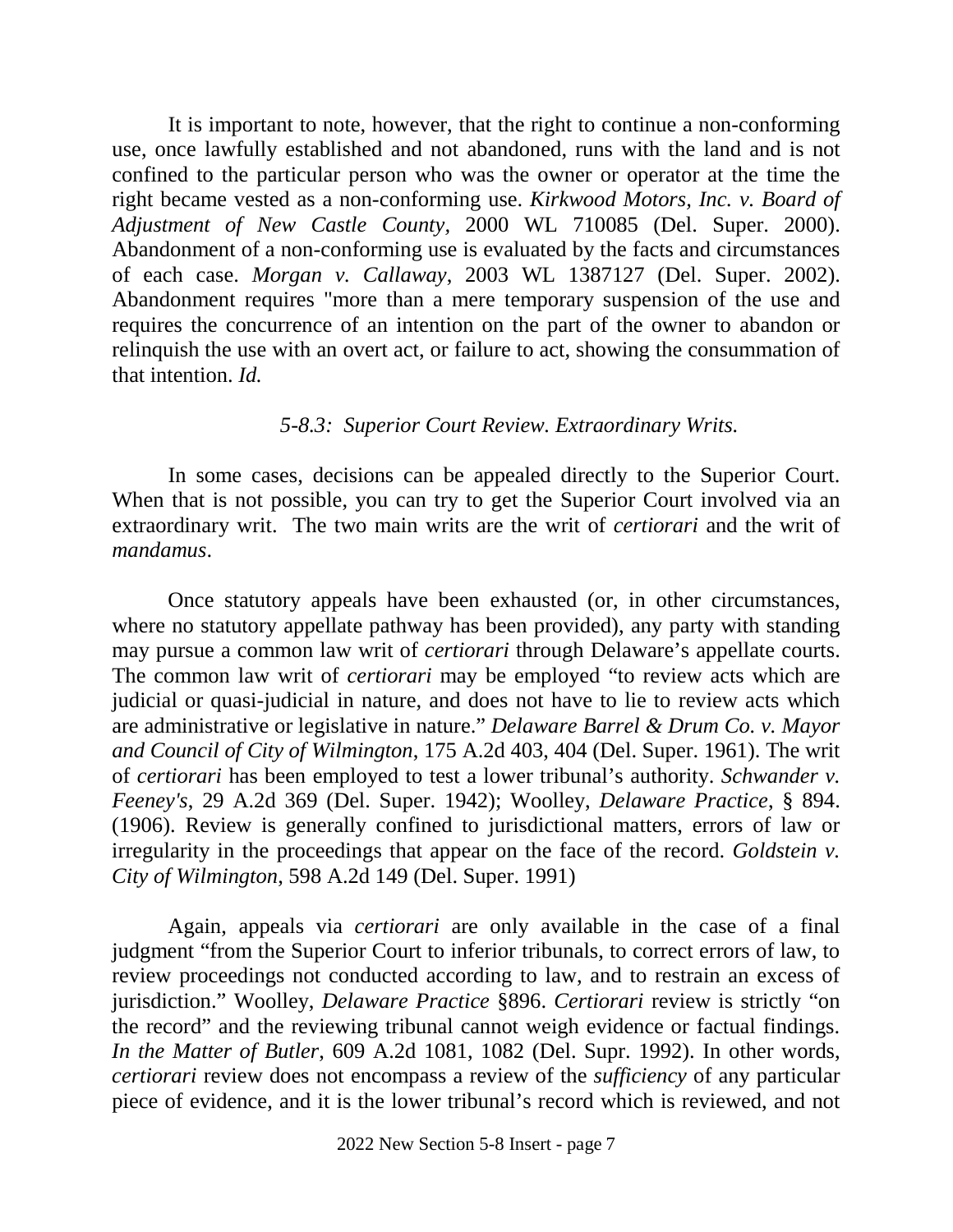It is important to note, however, that the right to continue a non-conforming use, once lawfully established and not abandoned, runs with the land and is not confined to the particular person who was the owner or operator at the time the right became vested as a non-conforming use. *Kirkwood Motors, Inc. v. Board of Adjustment of New Castle County*, 2000 WL 710085 (Del. Super. 2000). Abandonment of a non-conforming use is evaluated by the facts and circumstances of each case. *Morgan v. Callaway*, 2003 WL 1387127 (Del. Super. 2002). Abandonment requires "more than a mere temporary suspension of the use and requires the concurrence of an intention on the part of the owner to abandon or relinquish the use with an overt act, or failure to act, showing the consummation of that intention. *Id.*

### *5-8.3: Superior Court Review. Extraordinary Writs.*

In some cases, decisions can be appealed directly to the Superior Court. When that is not possible, you can try to get the Superior Court involved via an extraordinary writ. The two main writs are the writ of *certiorari* and the writ of *mandamus*.

Once statutory appeals have been exhausted (or, in other circumstances, where no statutory appellate pathway has been provided), any party with standing may pursue a common law writ of *certiorari* through Delaware's appellate courts. The common law writ of *certiorari* may be employed "to review acts which are judicial or quasi-judicial in nature, and does not have to lie to review acts which are administrative or legislative in nature." *Delaware Barrel & Drum Co. v. Mayor and Council of City of Wilmington*, 175 A.2d 403, 404 (Del. Super. 1961). The writ of *certiorari* has been employed to test a lower tribunal's authority. *Schwander v. Feeney's*, 29 A.2d 369 (Del. Super. 1942); Woolley, *Delaware Practice*, § 894. (1906). Review is generally confined to jurisdictional matters, errors of law or irregularity in the proceedings that appear on the face of the record. *Goldstein v. City of Wilmington*, 598 A.2d 149 (Del. Super. 1991)

Again, appeals via *certiorari* are only available in the case of a final judgment "from the Superior Court to inferior tribunals, to correct errors of law, to review proceedings not conducted according to law, and to restrain an excess of jurisdiction." Woolley, *Delaware Practice* §896. *Certiorari* review is strictly "on the record" and the reviewing tribunal cannot weigh evidence or factual findings. *In the Matter of Butler*, 609 A.2d 1081, 1082 (Del. Supr. 1992). In other words, *certiorari* review does not encompass a review of the *sufficiency* of any particular piece of evidence, and it is the lower tribunal's record which is reviewed, and not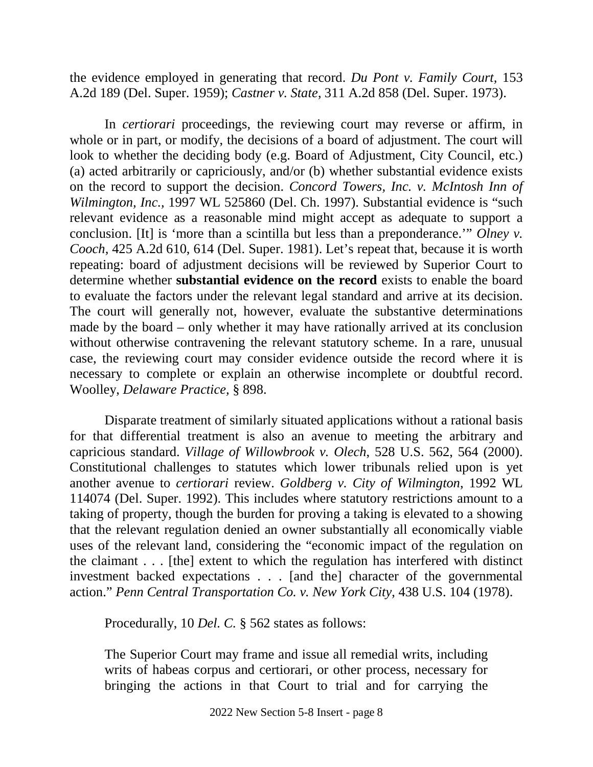the evidence employed in generating that record. *Du Pont v. Family Court*, 153 A.2d 189 (Del. Super. 1959); *Castner v. State*, 311 A.2d 858 (Del. Super. 1973).

In *certiorari* proceedings, the reviewing court may reverse or affirm, in whole or in part, or modify, the decisions of a board of adjustment. The court will look to whether the deciding body (e.g. Board of Adjustment, City Council, etc.) (a) acted arbitrarily or capriciously, and/or (b) whether substantial evidence exists on the record to support the decision. *Concord Towers, Inc. v. McIntosh Inn of Wilmington, Inc.*, 1997 WL 525860 (Del. Ch. 1997). Substantial evidence is "such relevant evidence as a reasonable mind might accept as adequate to support a conclusion. [It] is 'more than a scintilla but less than a preponderance.'" *Olney v. Cooch*, 425 A.2d 610, 614 (Del. Super. 1981). Let's repeat that, because it is worth repeating: board of adjustment decisions will be reviewed by Superior Court to determine whether **substantial evidence on the record** exists to enable the board to evaluate the factors under the relevant legal standard and arrive at its decision. The court will generally not, however, evaluate the substantive determinations made by the board – only whether it may have rationally arrived at its conclusion without otherwise contravening the relevant statutory scheme. In a rare, unusual case, the reviewing court may consider evidence outside the record where it is necessary to complete or explain an otherwise incomplete or doubtful record. Woolley, *Delaware Practice*, § 898.

Disparate treatment of similarly situated applications without a rational basis for that differential treatment is also an avenue to meeting the arbitrary and capricious standard. *Village of Willowbrook v. Olech*, 528 U.S. 562, 564 (2000). Constitutional challenges to statutes which lower tribunals relied upon is yet another avenue to *certiorari* review. *Goldberg v. City of Wilmington*, 1992 WL 114074 (Del. Super. 1992). This includes where statutory restrictions amount to a taking of property, though the burden for proving a taking is elevated to a showing that the relevant regulation denied an owner substantially all economically viable uses of the relevant land, considering the "economic impact of the regulation on the claimant . . . [the] extent to which the regulation has interfered with distinct investment backed expectations . . . [and the] character of the governmental action." *Penn Central Transportation Co. v. New York City*, 438 U.S. 104 (1978).

Procedurally, 10 *Del. C.* § 562 states as follows:

> The Superior Court may frame and issue all remedial writs, including writs of habeas corpus and certiorari, or other process, necessary for bringing the actions in that Court to trial and for carrying the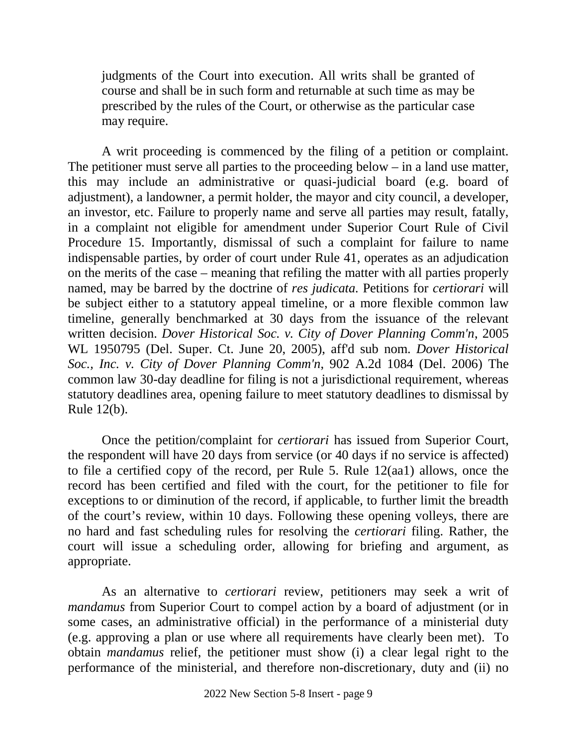> judgments of the Court into execution. All writs shall be granted of course and shall be in such form and returnable at such time as may be prescribed by the rules of the Court, or otherwise as the particular case may require.

A writ proceeding is commenced by the filing of a petition or complaint. The petitioner must serve all parties to the proceeding below – in a land use matter, this may include an administrative or quasi-judicial board (e.g. board of adjustment), a landowner, a permit holder, the mayor and city council, a developer, an investor, etc. Failure to properly name and serve all parties may result, fatally, in a complaint not eligible for amendment under Superior Court Rule of Civil Procedure 15. Importantly, dismissal of such a complaint for failure to name indispensable parties, by order of court under Rule 41, operates as an adjudication on the merits of the case – meaning that refiling the matter with all parties properly named, may be barred by the doctrine of *res judicata.* Petitions for *certiorari* will be subject either to a statutory appeal timeline, or a more flexible common law timeline, generally benchmarked at 30 days from the issuance of the relevant written decision. *Dover Historical Soc. v. City of Dover Planning Comm'n*, 2005 WL 1950795 (Del. Super. Ct. June 20, 2005), aff'd sub nom. *Dover Historical Soc., Inc. v. City of Dover Planning Comm'n*, 902 A.2d 1084 (Del. 2006) The common law 30-day deadline for filing is not a jurisdictional requirement, whereas statutory deadlines area, opening failure to meet statutory deadlines to dismissal by Rule 12(b).

Once the petition/complaint for *certiorari* has issued from Superior Court, the respondent will have 20 days from service (or 40 days if no service is affected) to file a certified copy of the record, per Rule 5. Rule 12(aa1) allows, once the record has been certified and filed with the court, for the petitioner to file for exceptions to or diminution of the record, if applicable, to further limit the breadth of the court's review, within 10 days. Following these opening volleys, there are no hard and fast scheduling rules for resolving the *certiorari* filing. Rather, the court will issue a scheduling order, allowing for briefing and argument, as appropriate.

As an alternative to *certiorari* review, petitioners may seek a writ of *mandamus* from Superior Court to compel action by a board of adjustment (or in some cases, an administrative official) in the performance of a ministerial duty (e.g. approving a plan or use where all requirements have clearly been met). To obtain *mandamus* relief, the petitioner must show (i) a clear legal right to the performance of the ministerial, and therefore non-discretionary, duty and (ii) no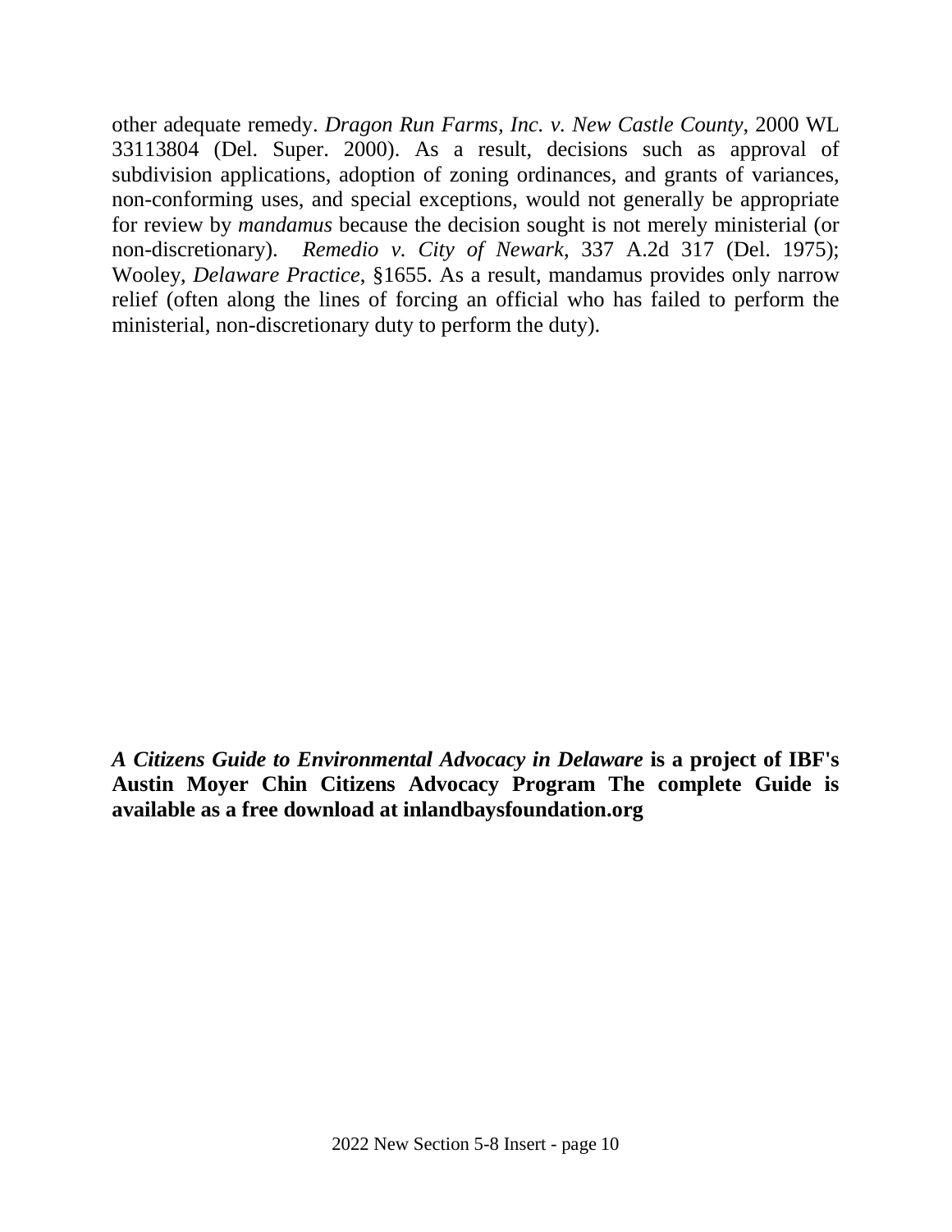other adequate remedy. *Dragon Run Farms, Inc. v. New Castle County*, 2000 WL 33113804 (Del. Super. 2000). As a result, decisions such as approval of subdivision applications, adoption of zoning ordinances, and grants of variances, non-conforming uses, and special exceptions, would not generally be appropriate for review by *mandamus* because the decision sought is not merely ministerial (or non-discretionary). *Remedio v. City of Newark*, 337 A.2d 317 (Del. 1975); Wooley, *Delaware Practice*, §1655. As a result, mandamus provides only narrow relief (often along the lines of forcing an official who has failed to perform the ministerial, non-discretionary duty to perform the duty).

***A Citizens Guide to Environmental Advocacy in Delaware* is a project of IBF's Austin Moyer Chin Citizens Advocacy Program The complete Guide is available as a free download at inlandbaysfoundation.org**